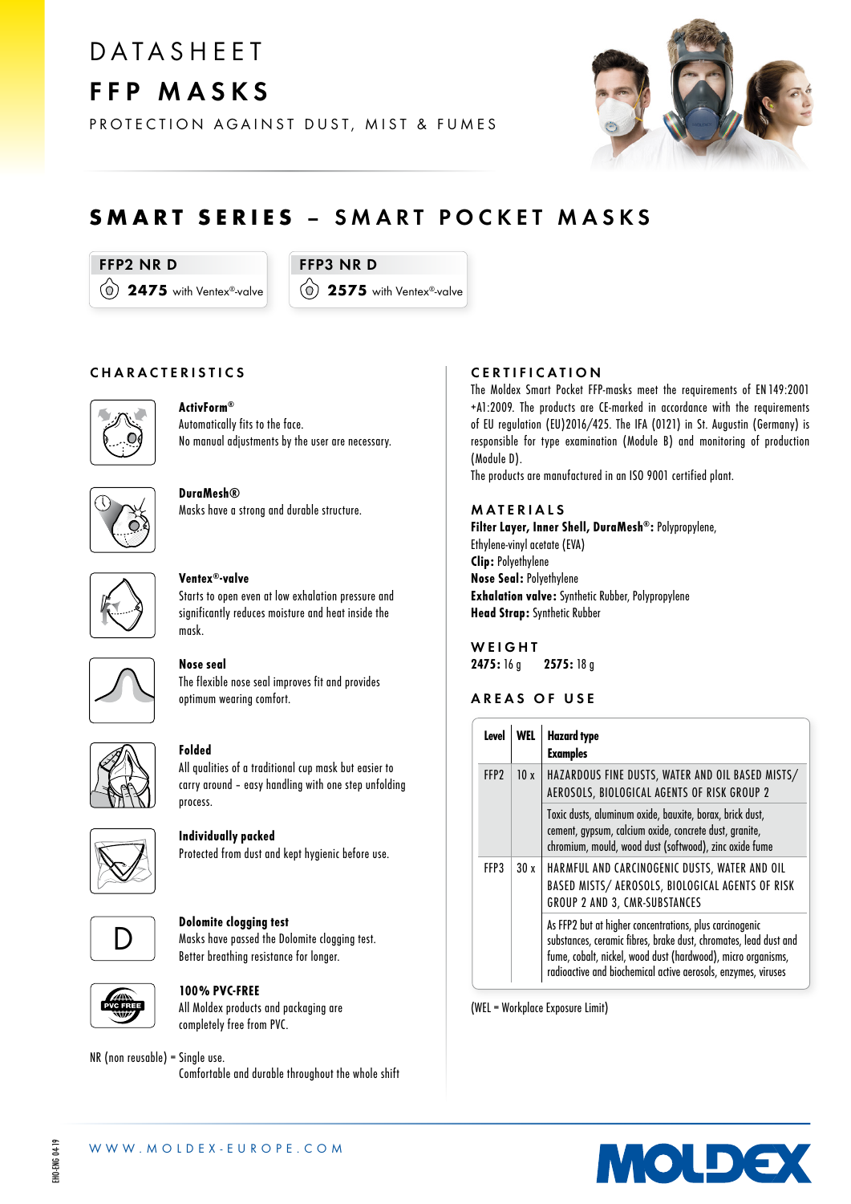# DATASHEET

# FFP MASKS

PROTECTION AGAINST DUST, MIST & FUMES

## SMART SERIES – SMART POCKET MASKS

**FFP2 NR D**
**2475** with Ventex®-valve

**FFP3 NR D**
**2575** with Ventex®-valve

### CHARACTERISTICS

**ActivForm®**
Automatically fits to the face.
No manual adjustments by the user are necessary.

**DuraMesh®**
Masks have a strong and durable structure.

**Ventex®-valve**
Starts to open even at low exhalation pressure and significantly reduces moisture and heat inside the mask.

**Nose seal**
The flexible nose seal improves fit and provides optimum wearing comfort.

**Folded**
All qualities of a traditional cup mask but easier to carry around – easy handling with one step unfolding process.

**Individually packed**
Protected from dust and kept hygienic before use.

**Dolomite clogging test**
Masks have passed the Dolomite clogging test.
Better breathing resistance for longer.

**100% PVC-FREE**
All Moldex products and packaging are completely free from PVC.

NR (non reusable) = Single use.
Comfortable and durable throughout the whole shift

### CERTIFICATION

The Moldex Smart Pocket FFP-masks meet the requirements of EN 149:2001 +A1:2009. The products are CE-marked in accordance with the requirements of EU regulation (EU)2016/425. The IFA (0121) in St. Augustin (Germany) is responsible for type examination (Module B) and monitoring of production (Module D).
The products are manufactured in an ISO 9001 certified plant.

### MATERIALS

**Filter Layer, Inner Shell, DuraMesh®:** Polypropylene, Ethylene-vinyl acetate (EVA)
**Clip:** Polyethylene
**Nose Seal:** Polyethylene
**Exhalation valve:** Synthetic Rubber, Polypropylene
**Head Strap:** Synthetic Rubber

### WEIGHT

**2475:** 16 g  **2575:** 18 g

### AREAS OF USE

| Level | WEL | Hazard type<br>Examples |
|---|---|---|
| FFP2 | 10 x | HAZARDOUS FINE DUSTS, WATER AND OIL BASED MISTS/ AEROSOLS, BIOLOGICAL AGENTS OF RISK GROUP 2 |
| | | Toxic dusts, aluminum oxide, bauxite, borax, brick dust, cement, gypsum, calcium oxide, concrete dust, granite, chromium, mould, wood dust (softwood), zinc oxide fume |
| FFP3 | 30 x | HARMFUL AND CARCINOGENIC DUSTS, WATER AND OIL BASED MISTS/ AEROSOLS, BIOLOGICAL AGENTS OF RISK GROUP 2 AND 3, CMR-SUBSTANCES |
| | | As FFP2 but at higher concentrations, plus carcinogenic substances, ceramic fibres, brake dust, chromates, lead dust and fume, cobalt, nickel, wood dust (hardwood), micro organisms, radioactive and biochemical active aerosols, enzymes, viruses |

(WEL = Workplace Exposure Limit)

WWW.MOLDEX-EUROPE.COM

EHO-ENG 04-19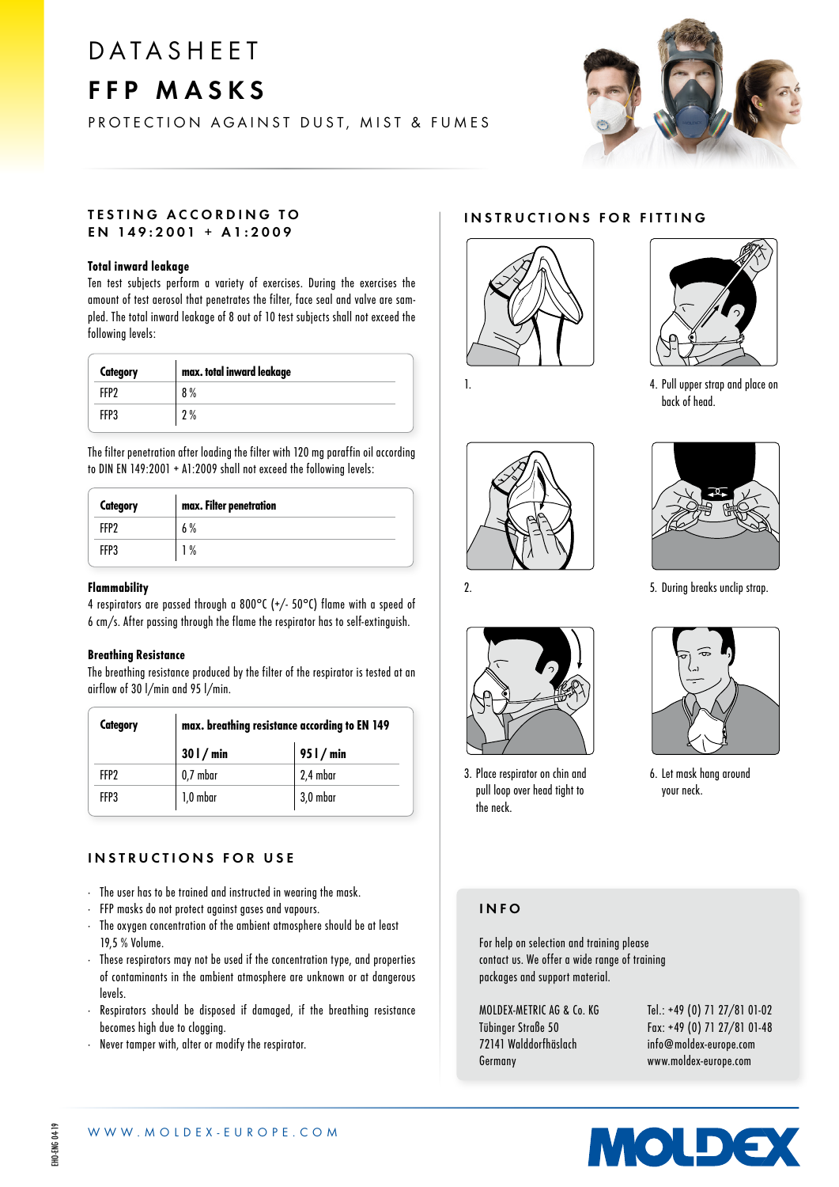# DATASHEET

# FFP MASKS

PROTECTION AGAINST DUST, MIST & FUMES

## TESTING ACCORDING TO EN 149:2001 + A1:2009

**Total inward leakage**

Ten test subjects perform a variety of exercises. During the exercises the amount of test aerosol that penetrates the filter, face seal and valve are sampled. The total inward leakage of 8 out of 10 test subjects shall not exceed the following levels:

| Category | max. total inward leakage |
|---|---|
| FFP2 | 8 % |
| FFP3 | 2 % |

The filter penetration after loading the filter with 120 mg paraffin oil according to DIN EN 149:2001 + A1:2009 shall not exceed the following levels:

| Category | max. Filter penetration |
|---|---|
| FFP2 | 6 % |
| FFP3 | 1 % |

**Flammability**

4 respirators are passed through a 800°C (+/- 50°C) flame with a speed of 6 cm/s. After passing through the flame the respirator has to self-extinguish.

**Breathing Resistance**

The breathing resistance produced by the filter of the respirator is tested at an airflow of 30 l/min and 95 l/min.

| Category | max. breathing resistance according to EN 149 | |
|---|---|---|
| | 30 l / min | 95 l / min |
| FFP2 | 0,7 mbar | 2,4 mbar |
| FFP3 | 1,0 mbar | 3,0 mbar |

## INSTRUCTIONS FOR USE

- The user has to be trained and instructed in wearing the mask.
- FFP masks do not protect against gases and vapours.
- The oxygen concentration of the ambient atmosphere should be at least 19,5 % Volume.
- These respirators may not be used if the concentration type, and properties of contaminants in the ambient atmosphere are unknown or at dangerous levels.
- Respirators should be disposed if damaged, if the breathing resistance becomes high due to clogging.
- Never tamper with, alter or modify the respirator.

## INSTRUCTIONS FOR FITTING

1.

2.

3. Place respirator on chin and pull loop over head tight to the neck.

4. Pull upper strap and place on back of head.

5. During breaks unclip strap.

6. Let mask hang around your neck.

## INFO

For help on selection and training please contact us. We offer a wide range of training packages and support material.

MOLDEX-METRIC AG & Co. KG
Tübinger Straße 50
72141 Walddorfhäslach
Germany

Tel.: +49 (0) 71 27/81 01-02
Fax: +49 (0) 71 27/81 01-48
info@moldex-europe.com
www.moldex-europe.com

EHO-ENG 04-19

WWW.MOLDEX-EUROPE.COM

MOLDEX